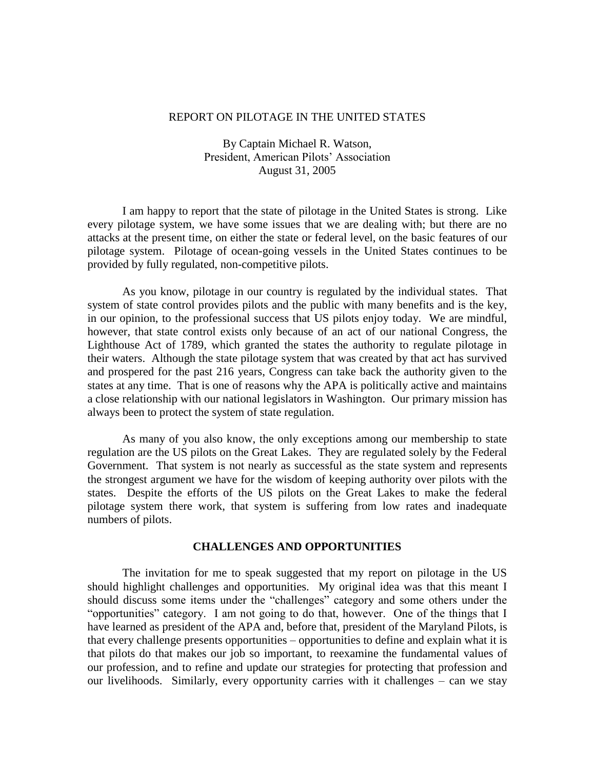# REPORT ON PILOTAGE IN THE UNITED STATES

By Captain Michael R. Watson,
President, American Pilots' Association
August 31, 2005

I am happy to report that the state of pilotage in the United States is strong. Like every pilotage system, we have some issues that we are dealing with; but there are no attacks at the present time, on either the state or federal level, on the basic features of our pilotage system. Pilotage of ocean-going vessels in the United States continues to be provided by fully regulated, non-competitive pilots.

As you know, pilotage in our country is regulated by the individual states. That system of state control provides pilots and the public with many benefits and is the key, in our opinion, to the professional success that US pilots enjoy today. We are mindful, however, that state control exists only because of an act of our national Congress, the Lighthouse Act of 1789, which granted the states the authority to regulate pilotage in their waters. Although the state pilotage system that was created by that act has survived and prospered for the past 216 years, Congress can take back the authority given to the states at any time. That is one of reasons why the APA is politically active and maintains a close relationship with our national legislators in Washington. Our primary mission has always been to protect the system of state regulation.

As many of you also know, the only exceptions among our membership to state regulation are the US pilots on the Great Lakes. They are regulated solely by the Federal Government. That system is not nearly as successful as the state system and represents the strongest argument we have for the wisdom of keeping authority over pilots with the states. Despite the efforts of the US pilots on the Great Lakes to make the federal pilotage system there work, that system is suffering from low rates and inadequate numbers of pilots.

## CHALLENGES AND OPPORTUNITIES

The invitation for me to speak suggested that my report on pilotage in the US should highlight challenges and opportunities. My original idea was that this meant I should discuss some items under the "challenges" category and some others under the "opportunities" category. I am not going to do that, however. One of the things that I have learned as president of the APA and, before that, president of the Maryland Pilots, is that every challenge presents opportunities – opportunities to define and explain what it is that pilots do that makes our job so important, to reexamine the fundamental values of our profession, and to refine and update our strategies for protecting that profession and our livelihoods. Similarly, every opportunity carries with it challenges – can we stay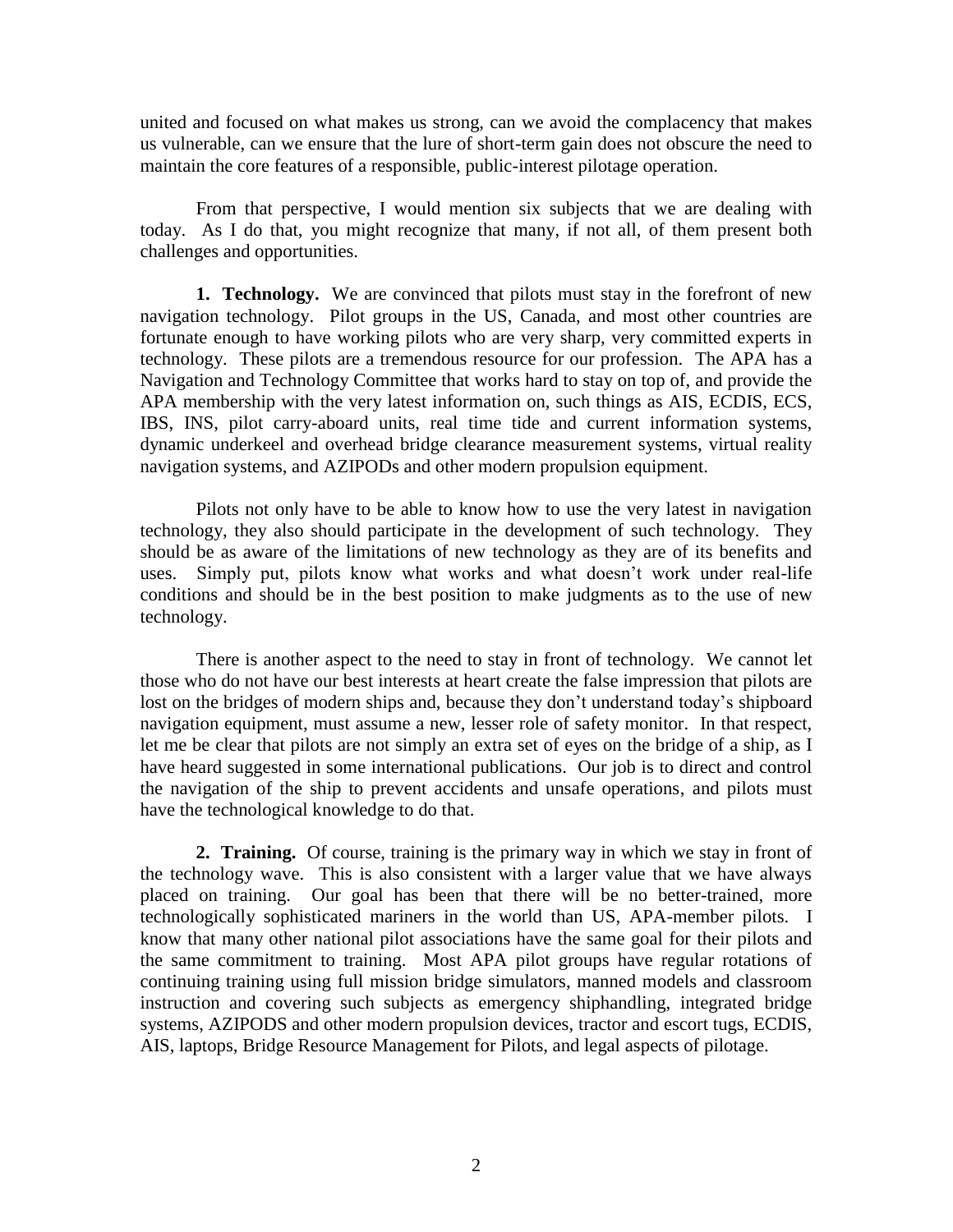united and focused on what makes us strong, can we avoid the complacency that makes us vulnerable, can we ensure that the lure of short-term gain does not obscure the need to maintain the core features of a responsible, public-interest pilotage operation.

From that perspective, I would mention six subjects that we are dealing with today. As I do that, you might recognize that many, if not all, of them present both challenges and opportunities.

**1. Technology.** We are convinced that pilots must stay in the forefront of new navigation technology. Pilot groups in the US, Canada, and most other countries are fortunate enough to have working pilots who are very sharp, very committed experts in technology. These pilots are a tremendous resource for our profession. The APA has a Navigation and Technology Committee that works hard to stay on top of, and provide the APA membership with the very latest information on, such things as AIS, ECDIS, ECS, IBS, INS, pilot carry-aboard units, real time tide and current information systems, dynamic underkeel and overhead bridge clearance measurement systems, virtual reality navigation systems, and AZIPODs and other modern propulsion equipment.

Pilots not only have to be able to know how to use the very latest in navigation technology, they also should participate in the development of such technology. They should be as aware of the limitations of new technology as they are of its benefits and uses. Simply put, pilots know what works and what doesn't work under real-life conditions and should be in the best position to make judgments as to the use of new technology.

There is another aspect to the need to stay in front of technology. We cannot let those who do not have our best interests at heart create the false impression that pilots are lost on the bridges of modern ships and, because they don't understand today's shipboard navigation equipment, must assume a new, lesser role of safety monitor. In that respect, let me be clear that pilots are not simply an extra set of eyes on the bridge of a ship, as I have heard suggested in some international publications. Our job is to direct and control the navigation of the ship to prevent accidents and unsafe operations, and pilots must have the technological knowledge to do that.

**2. Training.** Of course, training is the primary way in which we stay in front of the technology wave. This is also consistent with a larger value that we have always placed on training. Our goal has been that there will be no better-trained, more technologically sophisticated mariners in the world than US, APA-member pilots. I know that many other national pilot associations have the same goal for their pilots and the same commitment to training. Most APA pilot groups have regular rotations of continuing training using full mission bridge simulators, manned models and classroom instruction and covering such subjects as emergency shiphandling, integrated bridge systems, AZIPODS and other modern propulsion devices, tractor and escort tugs, ECDIS, AIS, laptops, Bridge Resource Management for Pilots, and legal aspects of pilotage.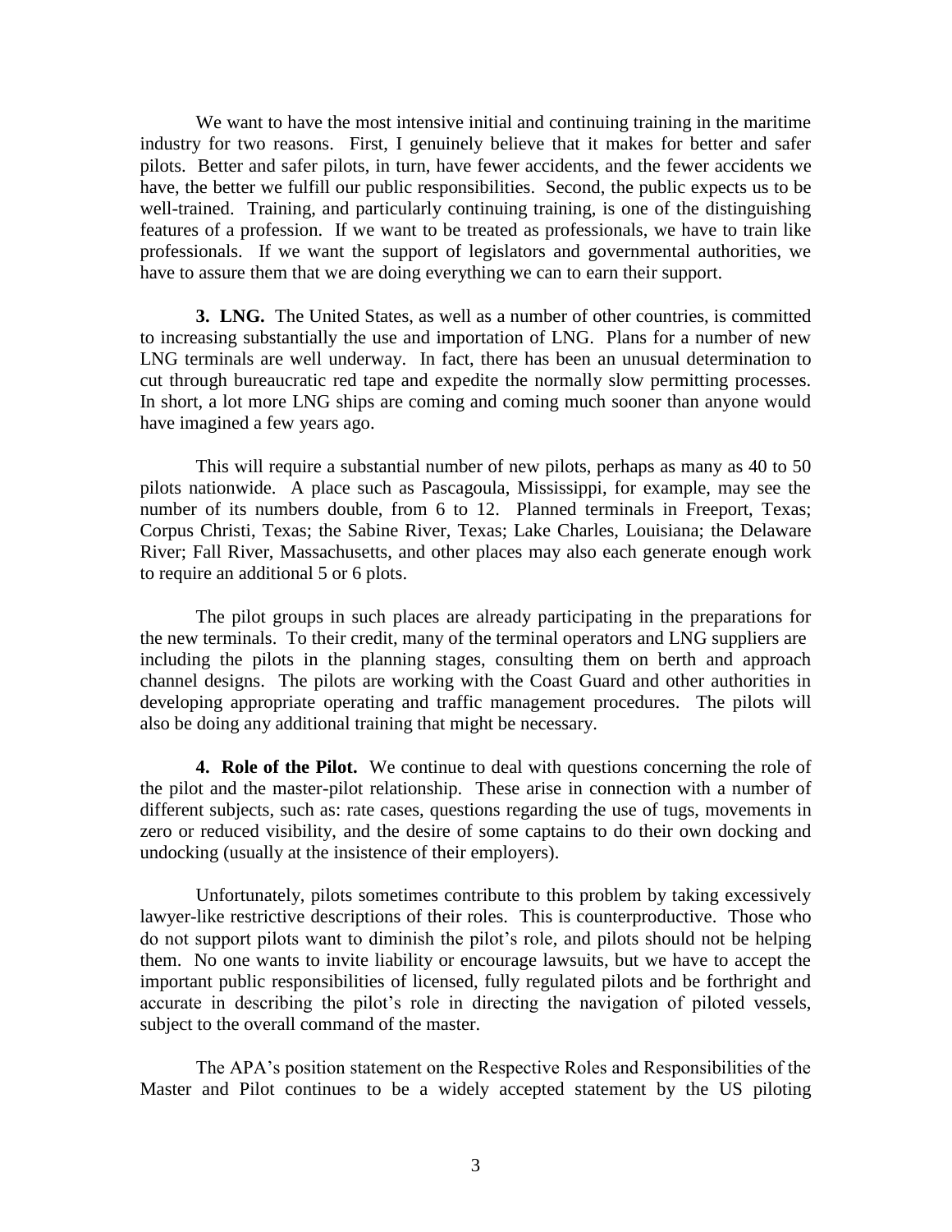We want to have the most intensive initial and continuing training in the maritime industry for two reasons. First, I genuinely believe that it makes for better and safer pilots. Better and safer pilots, in turn, have fewer accidents, and the fewer accidents we have, the better we fulfill our public responsibilities. Second, the public expects us to be well-trained. Training, and particularly continuing training, is one of the distinguishing features of a profession. If we want to be treated as professionals, we have to train like professionals. If we want the support of legislators and governmental authorities, we have to assure them that we are doing everything we can to earn their support.

**3. LNG.** The United States, as well as a number of other countries, is committed to increasing substantially the use and importation of LNG. Plans for a number of new LNG terminals are well underway. In fact, there has been an unusual determination to cut through bureaucratic red tape and expedite the normally slow permitting processes. In short, a lot more LNG ships are coming and coming much sooner than anyone would have imagined a few years ago.

This will require a substantial number of new pilots, perhaps as many as 40 to 50 pilots nationwide. A place such as Pascagoula, Mississippi, for example, may see the number of its numbers double, from 6 to 12. Planned terminals in Freeport, Texas; Corpus Christi, Texas; the Sabine River, Texas; Lake Charles, Louisiana; the Delaware River; Fall River, Massachusetts, and other places may also each generate enough work to require an additional 5 or 6 plots.

The pilot groups in such places are already participating in the preparations for the new terminals. To their credit, many of the terminal operators and LNG suppliers are including the pilots in the planning stages, consulting them on berth and approach channel designs. The pilots are working with the Coast Guard and other authorities in developing appropriate operating and traffic management procedures. The pilots will also be doing any additional training that might be necessary.

**4. Role of the Pilot.** We continue to deal with questions concerning the role of the pilot and the master-pilot relationship. These arise in connection with a number of different subjects, such as: rate cases, questions regarding the use of tugs, movements in zero or reduced visibility, and the desire of some captains to do their own docking and undocking (usually at the insistence of their employers).

Unfortunately, pilots sometimes contribute to this problem by taking excessively lawyer-like restrictive descriptions of their roles. This is counterproductive. Those who do not support pilots want to diminish the pilot's role, and pilots should not be helping them. No one wants to invite liability or encourage lawsuits, but we have to accept the important public responsibilities of licensed, fully regulated pilots and be forthright and accurate in describing the pilot's role in directing the navigation of piloted vessels, subject to the overall command of the master.

The APA's position statement on the Respective Roles and Responsibilities of the Master and Pilot continues to be a widely accepted statement by the US piloting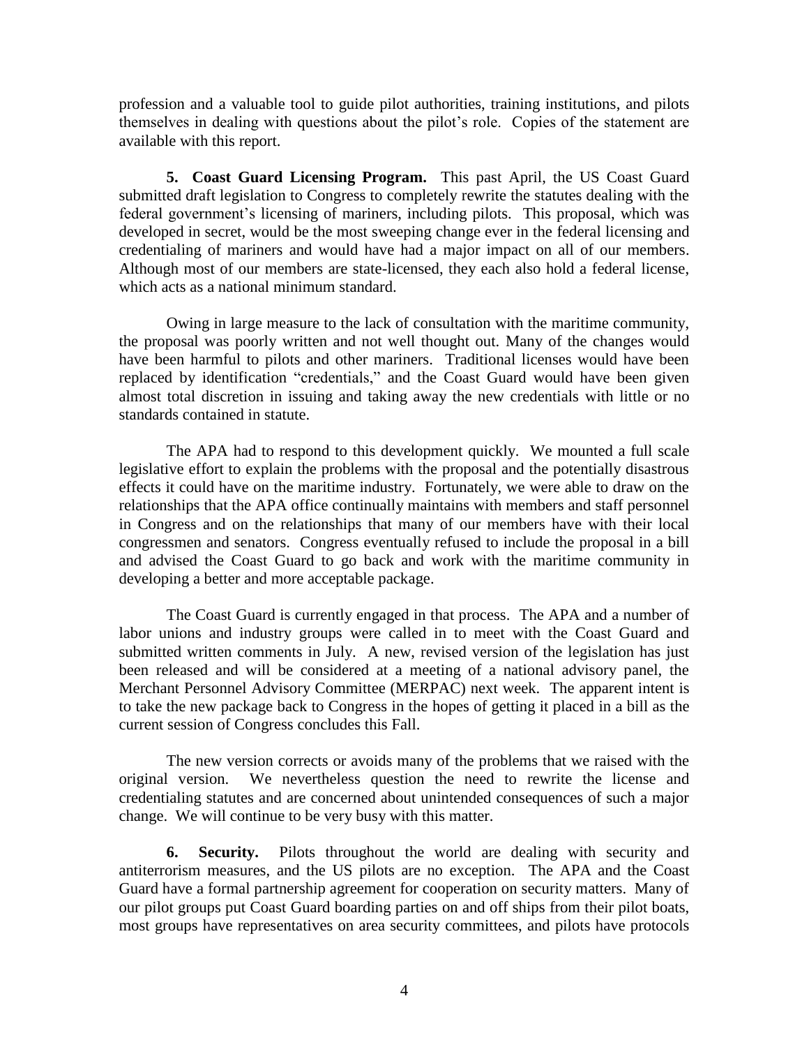profession and a valuable tool to guide pilot authorities, training institutions, and pilots themselves in dealing with questions about the pilot's role. Copies of the statement are available with this report.

**5. Coast Guard Licensing Program.** This past April, the US Coast Guard submitted draft legislation to Congress to completely rewrite the statutes dealing with the federal government's licensing of mariners, including pilots. This proposal, which was developed in secret, would be the most sweeping change ever in the federal licensing and credentialing of mariners and would have had a major impact on all of our members. Although most of our members are state-licensed, they each also hold a federal license, which acts as a national minimum standard.

Owing in large measure to the lack of consultation with the maritime community, the proposal was poorly written and not well thought out. Many of the changes would have been harmful to pilots and other mariners. Traditional licenses would have been replaced by identification "credentials," and the Coast Guard would have been given almost total discretion in issuing and taking away the new credentials with little or no standards contained in statute.

The APA had to respond to this development quickly. We mounted a full scale legislative effort to explain the problems with the proposal and the potentially disastrous effects it could have on the maritime industry. Fortunately, we were able to draw on the relationships that the APA office continually maintains with members and staff personnel in Congress and on the relationships that many of our members have with their local congressmen and senators. Congress eventually refused to include the proposal in a bill and advised the Coast Guard to go back and work with the maritime community in developing a better and more acceptable package.

The Coast Guard is currently engaged in that process. The APA and a number of labor unions and industry groups were called in to meet with the Coast Guard and submitted written comments in July. A new, revised version of the legislation has just been released and will be considered at a meeting of a national advisory panel, the Merchant Personnel Advisory Committee (MERPAC) next week. The apparent intent is to take the new package back to Congress in the hopes of getting it placed in a bill as the current session of Congress concludes this Fall.

The new version corrects or avoids many of the problems that we raised with the original version. We nevertheless question the need to rewrite the license and credentialing statutes and are concerned about unintended consequences of such a major change. We will continue to be very busy with this matter.

**6. Security.** Pilots throughout the world are dealing with security and antiterrorism measures, and the US pilots are no exception. The APA and the Coast Guard have a formal partnership agreement for cooperation on security matters. Many of our pilot groups put Coast Guard boarding parties on and off ships from their pilot boats, most groups have representatives on area security committees, and pilots have protocols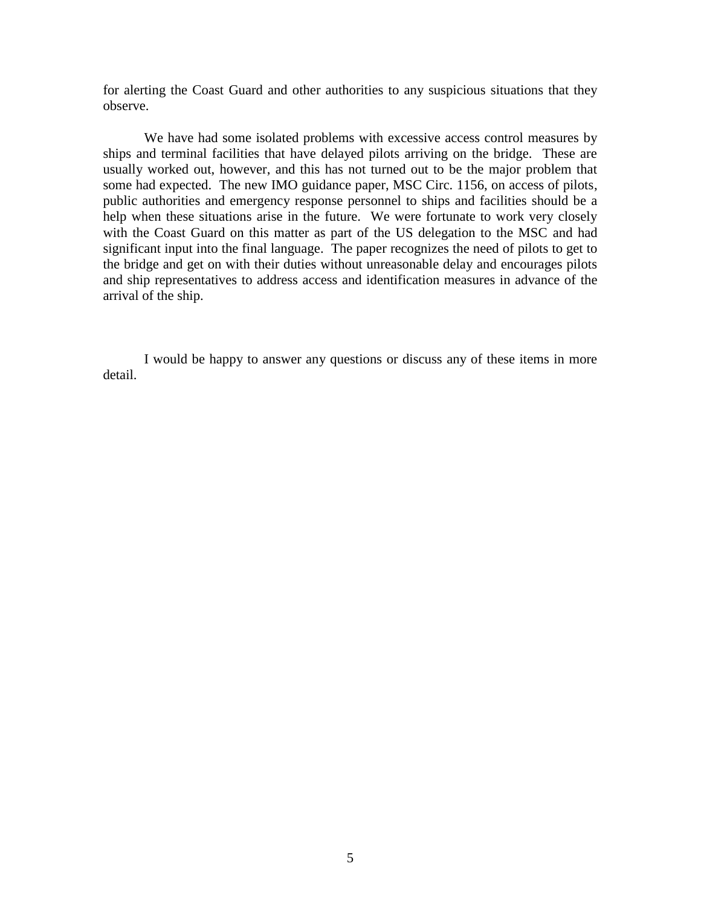for alerting the Coast Guard and other authorities to any suspicious situations that they observe.

We have had some isolated problems with excessive access control measures by ships and terminal facilities that have delayed pilots arriving on the bridge. These are usually worked out, however, and this has not turned out to be the major problem that some had expected. The new IMO guidance paper, MSC Circ. 1156, on access of pilots, public authorities and emergency response personnel to ships and facilities should be a help when these situations arise in the future. We were fortunate to work very closely with the Coast Guard on this matter as part of the US delegation to the MSC and had significant input into the final language. The paper recognizes the need of pilots to get to the bridge and get on with their duties without unreasonable delay and encourages pilots and ship representatives to address access and identification measures in advance of the arrival of the ship.

I would be happy to answer any questions or discuss any of these items in more detail.